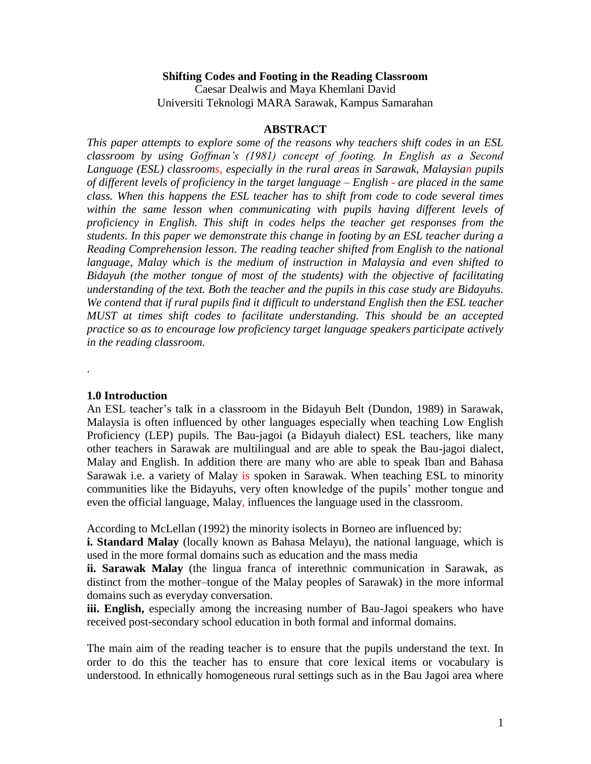# Shifting Codes and Footing in the Reading Classroom

Caesar Dealwis and Maya Khemlani David
Universiti Teknologi MARA Sarawak, Kampus Samarahan

## ABSTRACT

*This paper attempts to explore some of the reasons why teachers shift codes in an ESL classroom by using Goffman's (1981) concept of footing. In English as a Second Language (ESL) classrooms, especially in the rural areas in Sarawak, Malaysian pupils of different levels of proficiency in the target language – English - are placed in the same class. When this happens the ESL teacher has to shift from code to code several times within the same lesson when communicating with pupils having different levels of proficiency in English. This shift in codes helps the teacher get responses from the students. In this paper we demonstrate this change in footing by an ESL teacher during a Reading Comprehension lesson. The reading teacher shifted from English to the national language, Malay which is the medium of instruction in Malaysia and even shifted to Bidayuh (the mother tongue of most of the students) with the objective of facilitating understanding of the text. Both the teacher and the pupils in this case study are Bidayuhs. We contend that if rural pupils find it difficult to understand English then the ESL teacher MUST at times shift codes to facilitate understanding. This should be an accepted practice so as to encourage low proficiency target language speakers participate actively in the reading classroom.*

.

## 1.0 Introduction

An ESL teacher's talk in a classroom in the Bidayuh Belt (Dundon, 1989) in Sarawak, Malaysia is often influenced by other languages especially when teaching Low English Proficiency (LEP) pupils. The Bau-jagoi (a Bidayuh dialect) ESL teachers, like many other teachers in Sarawak are multilingual and are able to speak the Bau-jagoi dialect, Malay and English. In addition there are many who are able to speak Iban and Bahasa Sarawak i.e. a variety of Malay is spoken in Sarawak. When teaching ESL to minority communities like the Bidayuhs, very often knowledge of the pupils' mother tongue and even the official language, Malay, influences the language used in the classroom.

According to McLellan (1992) the minority isolects in Borneo are influenced by:

**i. Standard Malay** (locally known as Bahasa Melayu), the national language, which is used in the more formal domains such as education and the mass media

**ii. Sarawak Malay** (the lingua franca of interethnic communication in Sarawak, as distinct from the mother–tongue of the Malay peoples of Sarawak) in the more informal domains such as everyday conversation.

**iii. English,** especially among the increasing number of Bau-Jagoi speakers who have received post-secondary school education in both formal and informal domains.

The main aim of the reading teacher is to ensure that the pupils understand the text. In order to do this the teacher has to ensure that core lexical items or vocabulary is understood. In ethnically homogeneous rural settings such as in the Bau Jagoi area where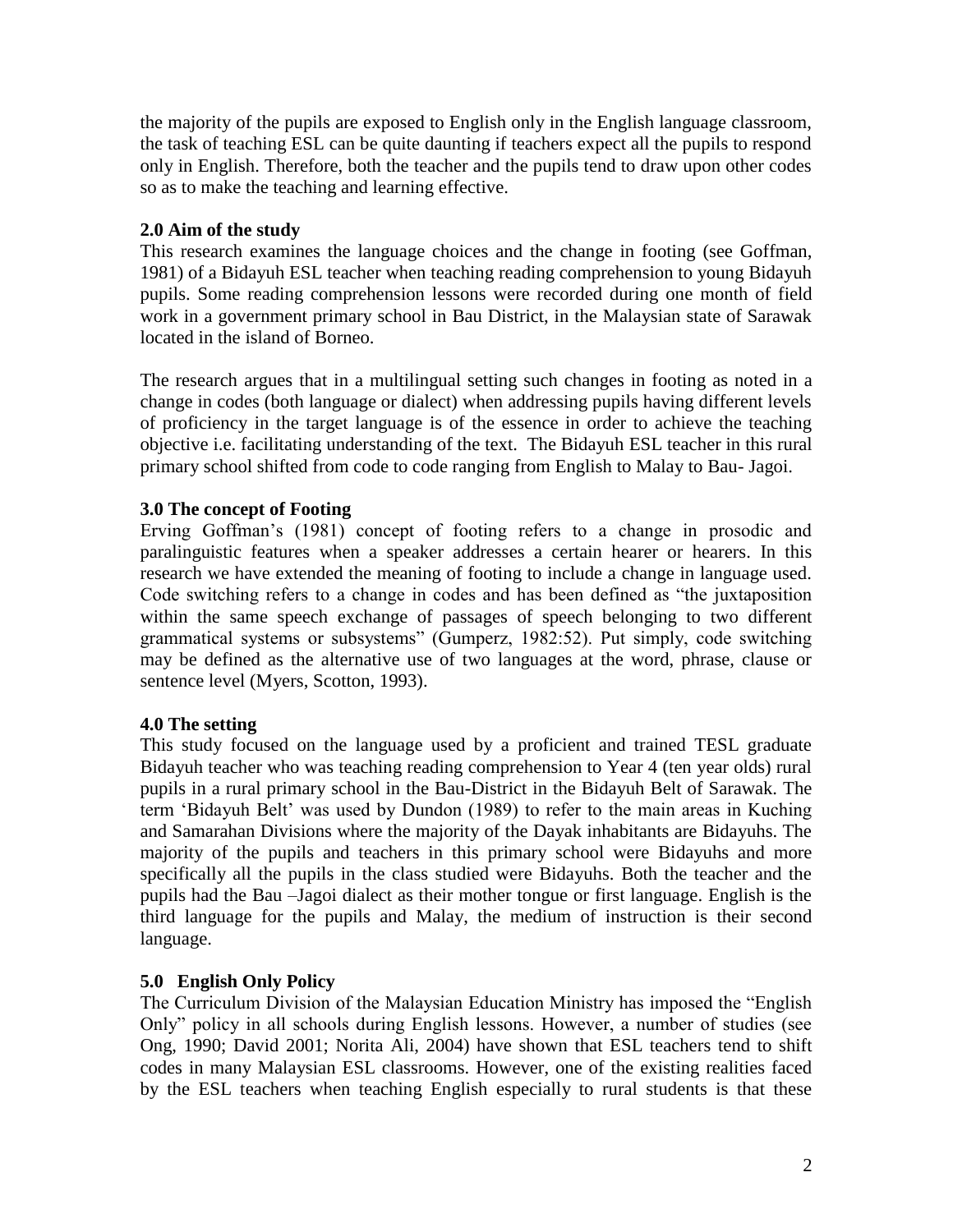the majority of the pupils are exposed to English only in the English language classroom, the task of teaching ESL can be quite daunting if teachers expect all the pupils to respond only in English. Therefore, both the teacher and the pupils tend to draw upon other codes so as to make the teaching and learning effective.

## 2.0 Aim of the study

This research examines the language choices and the change in footing (see Goffman, 1981) of a Bidayuh ESL teacher when teaching reading comprehension to young Bidayuh pupils. Some reading comprehension lessons were recorded during one month of field work in a government primary school in Bau District, in the Malaysian state of Sarawak located in the island of Borneo.

The research argues that in a multilingual setting such changes in footing as noted in a change in codes (both language or dialect) when addressing pupils having different levels of proficiency in the target language is of the essence in order to achieve the teaching objective i.e. facilitating understanding of the text. The Bidayuh ESL teacher in this rural primary school shifted from code to code ranging from English to Malay to Bau- Jagoi.

## 3.0 The concept of Footing

Erving Goffman's (1981) concept of footing refers to a change in prosodic and paralinguistic features when a speaker addresses a certain hearer or hearers. In this research we have extended the meaning of footing to include a change in language used. Code switching refers to a change in codes and has been defined as "the juxtaposition within the same speech exchange of passages of speech belonging to two different grammatical systems or subsystems" (Gumperz, 1982:52). Put simply, code switching may be defined as the alternative use of two languages at the word, phrase, clause or sentence level (Myers, Scotton, 1993).

## 4.0 The setting

This study focused on the language used by a proficient and trained TESL graduate Bidayuh teacher who was teaching reading comprehension to Year 4 (ten year olds) rural pupils in a rural primary school in the Bau-District in the Bidayuh Belt of Sarawak. The term 'Bidayuh Belt' was used by Dundon (1989) to refer to the main areas in Kuching and Samarahan Divisions where the majority of the Dayak inhabitants are Bidayuhs. The majority of the pupils and teachers in this primary school were Bidayuhs and more specifically all the pupils in the class studied were Bidayuhs. Both the teacher and the pupils had the Bau –Jagoi dialect as their mother tongue or first language. English is the third language for the pupils and Malay, the medium of instruction is their second language.

## 5.0 English Only Policy

The Curriculum Division of the Malaysian Education Ministry has imposed the "English Only" policy in all schools during English lessons. However, a number of studies (see Ong, 1990; David 2001; Norita Ali, 2004) have shown that ESL teachers tend to shift codes in many Malaysian ESL classrooms. However, one of the existing realities faced by the ESL teachers when teaching English especially to rural students is that these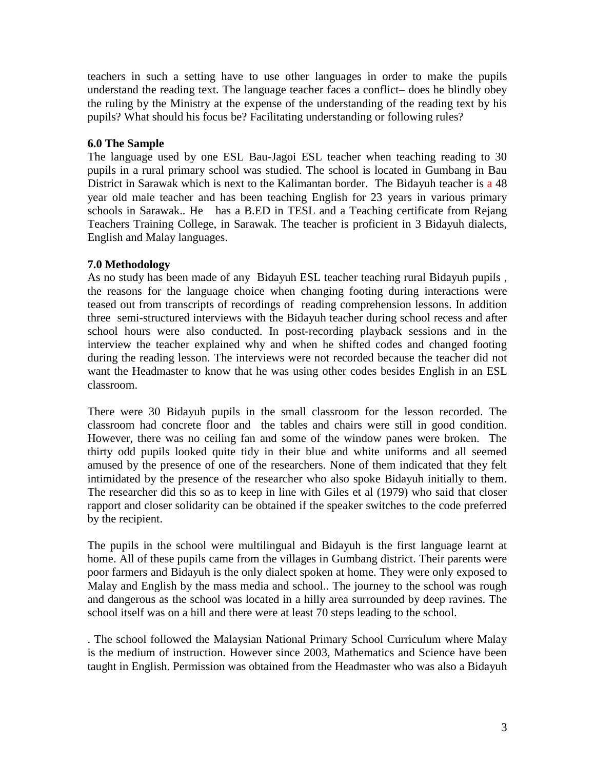teachers in such a setting have to use other languages in order to make the pupils understand the reading text. The language teacher faces a conflict– does he blindly obey the ruling by the Ministry at the expense of the understanding of the reading text by his pupils? What should his focus be? Facilitating understanding or following rules?

**6.0 The Sample**

The language used by one ESL Bau-Jagoi ESL teacher when teaching reading to 30 pupils in a rural primary school was studied. The school is located in Gumbang in Bau District in Sarawak which is next to the Kalimantan border. The Bidayuh teacher is a 48 year old male teacher and has been teaching English for 23 years in various primary schools in Sarawak.. He has a B.ED in TESL and a Teaching certificate from Rejang Teachers Training College, in Sarawak. The teacher is proficient in 3 Bidayuh dialects, English and Malay languages.

**7.0 Methodology**

As no study has been made of any Bidayuh ESL teacher teaching rural Bidayuh pupils , the reasons for the language choice when changing footing during interactions were teased out from transcripts of recordings of reading comprehension lessons. In addition three semi-structured interviews with the Bidayuh teacher during school recess and after school hours were also conducted. In post-recording playback sessions and in the interview the teacher explained why and when he shifted codes and changed footing during the reading lesson. The interviews were not recorded because the teacher did not want the Headmaster to know that he was using other codes besides English in an ESL classroom.

There were 30 Bidayuh pupils in the small classroom for the lesson recorded. The classroom had concrete floor and the tables and chairs were still in good condition. However, there was no ceiling fan and some of the window panes were broken. The thirty odd pupils looked quite tidy in their blue and white uniforms and all seemed amused by the presence of one of the researchers. None of them indicated that they felt intimidated by the presence of the researcher who also spoke Bidayuh initially to them. The researcher did this so as to keep in line with Giles et al (1979) who said that closer rapport and closer solidarity can be obtained if the speaker switches to the code preferred by the recipient.

The pupils in the school were multilingual and Bidayuh is the first language learnt at home. All of these pupils came from the villages in Gumbang district. Their parents were poor farmers and Bidayuh is the only dialect spoken at home. They were only exposed to Malay and English by the mass media and school.. The journey to the school was rough and dangerous as the school was located in a hilly area surrounded by deep ravines. The school itself was on a hill and there were at least 70 steps leading to the school.

. The school followed the Malaysian National Primary School Curriculum where Malay is the medium of instruction. However since 2003, Mathematics and Science have been taught in English. Permission was obtained from the Headmaster who was also a Bidayuh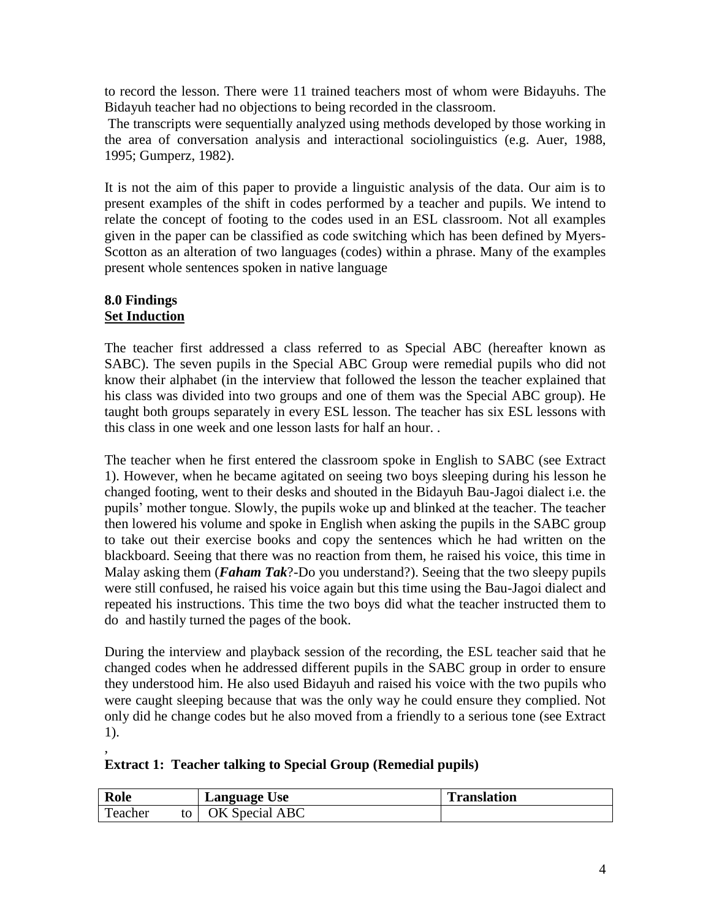to record the lesson. There were 11 trained teachers most of whom were Bidayuhs. The Bidayuh teacher had no objections to being recorded in the classroom.

The transcripts were sequentially analyzed using methods developed by those working in the area of conversation analysis and interactional sociolinguistics (e.g. Auer, 1988, 1995; Gumperz, 1982).

It is not the aim of this paper to provide a linguistic analysis of the data. Our aim is to present examples of the shift in codes performed by a teacher and pupils. We intend to relate the concept of footing to the codes used in an ESL classroom. Not all examples given in the paper can be classified as code switching which has been defined by Myers-Scotton as an alteration of two languages (codes) within a phrase. Many of the examples present whole sentences spoken in native language

## 8.0 Findings

### Set Induction

The teacher first addressed a class referred to as Special ABC (hereafter known as SABC). The seven pupils in the Special ABC Group were remedial pupils who did not know their alphabet (in the interview that followed the lesson the teacher explained that his class was divided into two groups and one of them was the Special ABC group). He taught both groups separately in every ESL lesson. The teacher has six ESL lessons with this class in one week and one lesson lasts for half an hour. .

The teacher when he first entered the classroom spoke in English to SABC (see Extract 1). However, when he became agitated on seeing two boys sleeping during his lesson he changed footing, went to their desks and shouted in the Bidayuh Bau-Jagoi dialect i.e. the pupils' mother tongue. Slowly, the pupils woke up and blinked at the teacher. The teacher then lowered his volume and spoke in English when asking the pupils in the SABC group to take out their exercise books and copy the sentences which he had written on the blackboard. Seeing that there was no reaction from them, he raised his voice, this time in Malay asking them (***Faham Tak***?-Do you understand?). Seeing that the two sleepy pupils were still confused, he raised his voice again but this time using the Bau-Jagoi dialect and repeated his instructions. This time the two boys did what the teacher instructed them to do and hastily turned the pages of the book.

During the interview and playback session of the recording, the ESL teacher said that he changed codes when he addressed different pupils in the SABC group in order to ensure they understood him. He also used Bidayuh and raised his voice with the two pupils who were caught sleeping because that was the only way he could ensure they complied. Not only did he change codes but he also moved from a friendly to a serious tone (see Extract 1).

,

**Extract 1: Teacher talking to Special Group (Remedial pupils)**

| Role | Language Use | Translation |
|---|---|---|
| Teacher to | OK Special ABC | |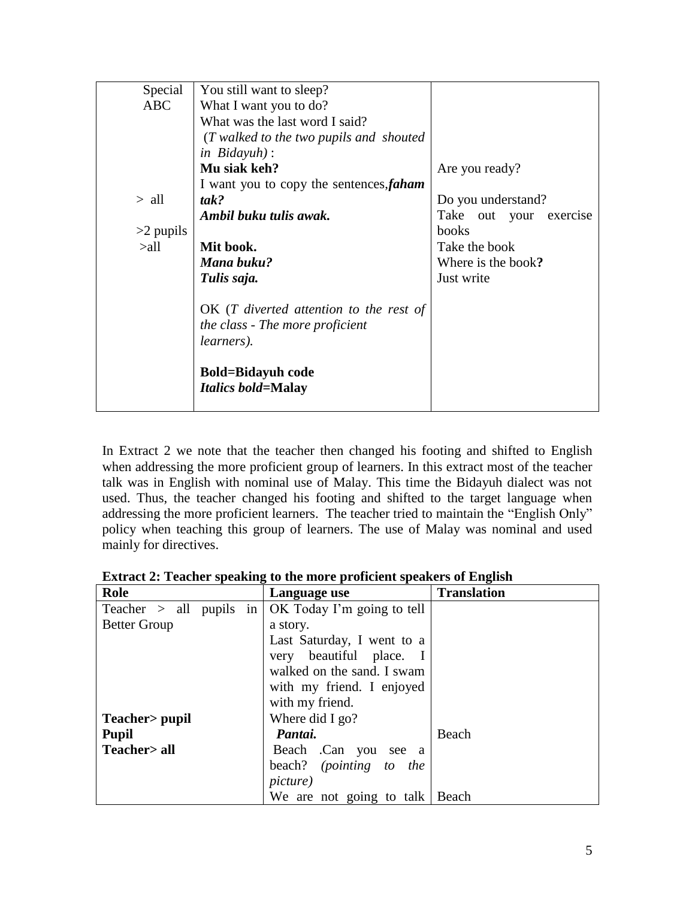| | | |
|---|---|---|
| Special ABC | You still want to sleep?<br>What I want you to do?<br>What was the last word I said?<br>(*T walked to the two pupils and shouted in Bidayuh)* :<br>**Mu siak keh?** | <br><br><br><br><br>Are you ready? |
| > all | I want you to copy the sentences,***faham tak?*** | Do you understand? |
| >2 pupils | ***Ambil buku tulis awak.*** | Take out your exercise books |
| >all | **Mit book.**<br>***Mana buku?***<br>***Tulis saja.***<br><br>OK (*T diverted attention to the rest of the class - The more proficient learners).*<br><br>**Bold=Bidayuh code**<br>***Italics bold*=Malay** | Take the book<br>Where is the book**?**<br>Just write |

In Extract 2 we note that the teacher then changed his footing and shifted to English when addressing the more proficient group of learners. In this extract most of the teacher talk was in English with nominal use of Malay. This time the Bidayuh dialect was not used. Thus, the teacher changed his footing and shifted to the target language when addressing the more proficient learners. The teacher tried to maintain the "English Only" policy when teaching this group of learners. The use of Malay was nominal and used mainly for directives.

**Extract 2: Teacher speaking to the more proficient speakers of English**

| Role | Language use | Translation |
|---|---|---|
| Teacher > all pupils in Better Group | OK Today I'm going to tell a story.<br>Last Saturday, I went to a very beautiful place. I walked on the sand. I swam with my friend. I enjoyed with my friend. | |
| **Teacher> pupil** | Where did I go? | |
| **Pupil** | ***Pantai.*** | Beach |
| **Teacher> all** | Beach .Can you see a beach? *(pointing to the picture)* | |
| | We are not going to talk | Beach |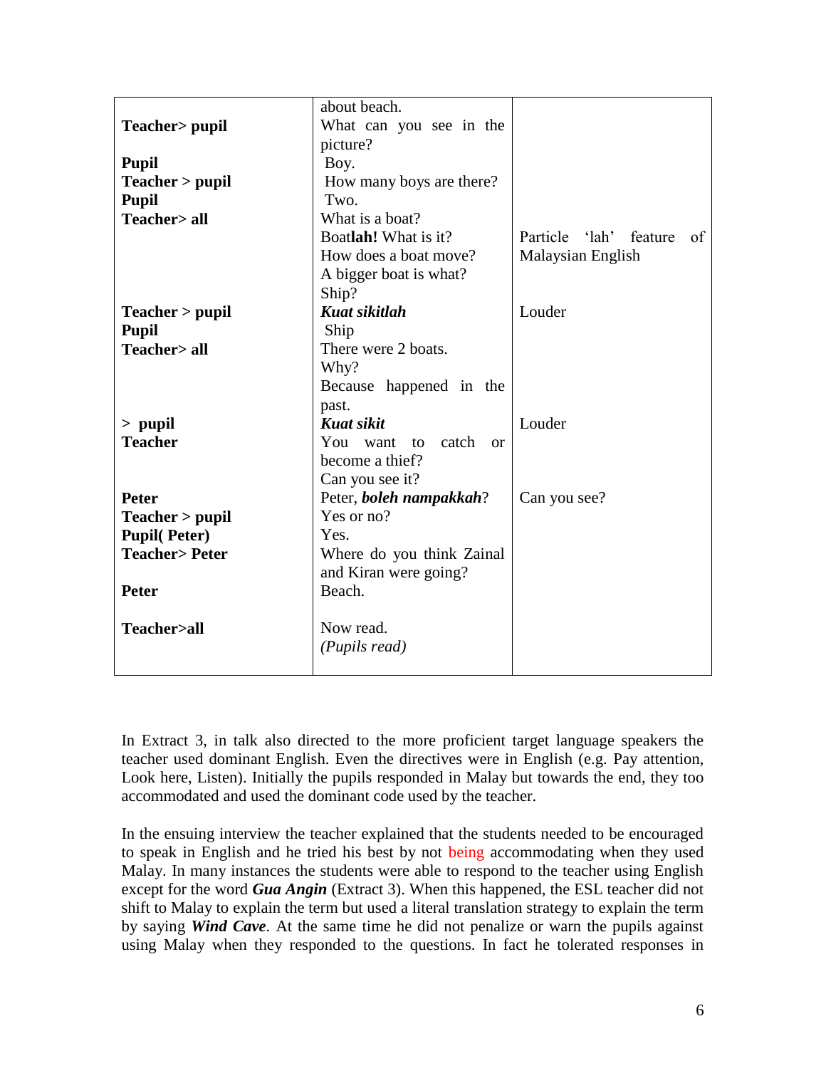| | | |
|---|---|---|
| | about beach. | |
| **Teacher> pupil** | What can you see in the picture? | |
| **Pupil** | Boy. | |
| **Teacher > pupil** | How many boys are there? | |
| **Pupil** | Two. | |
| **Teacher> all** | What is a boat? | |
| | Boat**lah!** What is it? | Particle 'lah' feature of Malaysian English |
| | How does a boat move? | |
| | A bigger boat is what? | |
| | Ship? | |
| **Teacher > pupil** | ***Kuat sikitlah*** | Louder |
| **Pupil** | Ship | |
| **Teacher> all** | There were 2 boats. | |
| | Why? | |
| | Because happened in the past. | |
| **> pupil** | ***Kuat sikit*** | Louder |
| **Teacher** | You want to catch or become a thief? | |
| | Can you see it? | |
| **Peter** | Peter, ***boleh nampakkah***? | Can you see? |
| **Teacher > pupil** | Yes or no? | |
| **Pupil( Peter)** | Yes. | |
| **Teacher> Peter** | Where do you think Zainal and Kiran were going? | |
| **Peter** | Beach. | |
| **Teacher>all** | Now read. *(Pupils read)* | |

In Extract 3, in talk also directed to the more proficient target language speakers the teacher used dominant English. Even the directives were in English (e.g. Pay attention, Look here, Listen). Initially the pupils responded in Malay but towards the end, they too accommodated and used the dominant code used by the teacher.

In the ensuing interview the teacher explained that the students needed to be encouraged to speak in English and he tried his best by not being accommodating when they used Malay. In many instances the students were able to respond to the teacher using English except for the word ***Gua Angin*** (Extract 3). When this happened, the ESL teacher did not shift to Malay to explain the term but used a literal translation strategy to explain the term by saying ***Wind Cave***. At the same time he did not penalize or warn the pupils against using Malay when they responded to the questions. In fact he tolerated responses in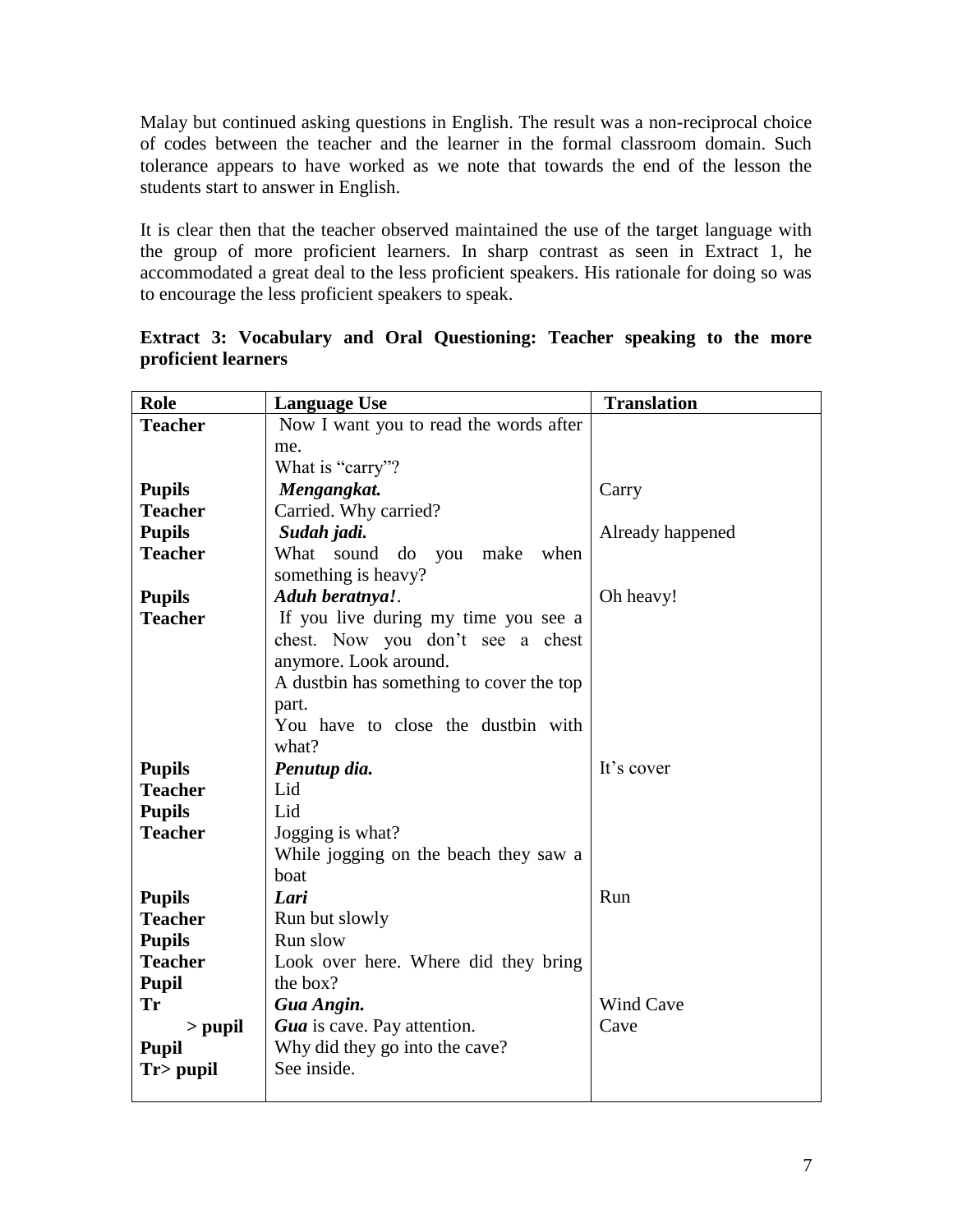Malay but continued asking questions in English. The result was a non-reciprocal choice of codes between the teacher and the learner in the formal classroom domain. Such tolerance appears to have worked as we note that towards the end of the lesson the students start to answer in English.

It is clear then that the teacher observed maintained the use of the target language with the group of more proficient learners. In sharp contrast as seen in Extract 1, he accommodated a great deal to the less proficient speakers. His rationale for doing so was to encourage the less proficient speakers to speak.

**Extract 3: Vocabulary and Oral Questioning: Teacher speaking to the more proficient learners**

| Role | Language Use | Translation |
|---|---|---|
| **Teacher** | Now I want you to read the words after me. What is "carry"? | |
| **Pupils** | ***Mengangkat.*** | Carry |
| **Teacher** | Carried. Why carried? | |
| **Pupils** | ***Sudah jadi.*** | Already happened |
| **Teacher** | What sound do you make when something is heavy? | |
| **Pupils** | ***Aduh beratnya!***. | Oh heavy! |
| **Teacher** | If you live during my time you see a chest. Now you don't see a chest anymore. Look around. A dustbin has something to cover the top part. You have to close the dustbin with what? | |
| **Pupils** | ***Penutup dia.*** | It's cover |
| **Teacher** | Lid | |
| **Pupils** | Lid | |
| **Teacher** | Jogging is what? While jogging on the beach they saw a boat | |
| **Pupils** | ***Lari*** | Run |
| **Teacher** | Run but slowly | |
| **Pupils** | Run slow | |
| **Teacher** | Look over here. Where did they bring | |
| **Pupil** | the box? | |
| **Tr** | ***Gua Angin.*** | Wind Cave |
| **> pupil** | ***Gua*** is cave. Pay attention. | Cave |
| **Pupil** | Why did they go into the cave? | |
| **Tr> pupil** | See inside. | |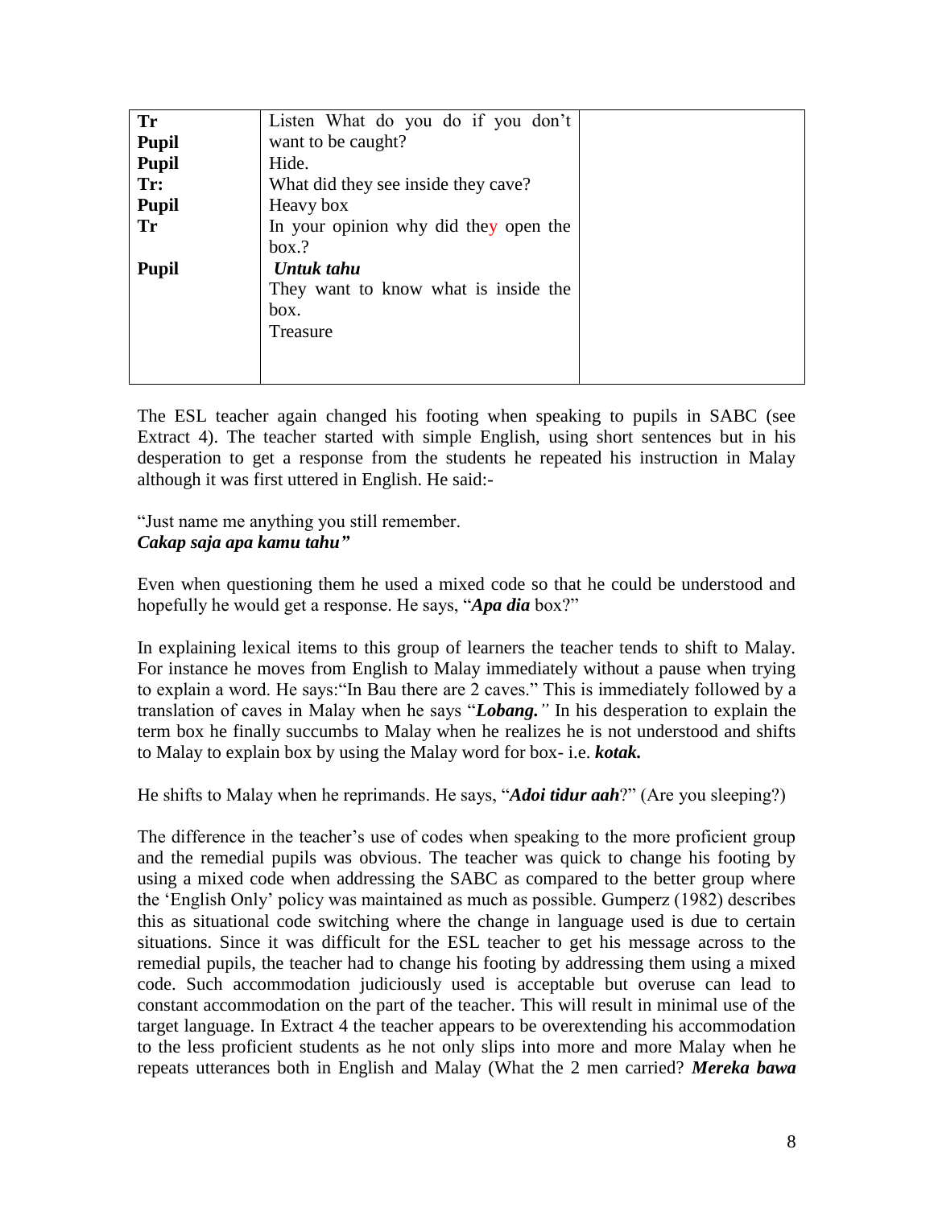| | | |
|---|---|---|
| **Tr** | Listen What do you do if you don't | |
| **Pupil** | want to be caught? | |
| **Pupil** | Hide. | |
| **Tr:** | What did they see inside they cave? | |
| **Pupil** | Heavy box | |
| **Tr** | In your opinion why did they open the box.? | |
| **Pupil** | ***Untuk tahu*** <br> They want to know what is inside the box. <br> Treasure | |

The ESL teacher again changed his footing when speaking to pupils in SABC (see Extract 4). The teacher started with simple English, using short sentences but in his desperation to get a response from the students he repeated his instruction in Malay although it was first uttered in English. He said:-

"Just name me anything you still remember.
***Cakap saja apa kamu tahu"***

Even when questioning them he used a mixed code so that he could be understood and hopefully he would get a response. He says, "***Apa dia*** box?"

In explaining lexical items to this group of learners the teacher tends to shift to Malay. For instance he moves from English to Malay immediately without a pause when trying to explain a word. He says:"In Bau there are 2 caves." This is immediately followed by a translation of caves in Malay when he says "***Lobang.****"* In his desperation to explain the term box he finally succumbs to Malay when he realizes he is not understood and shifts to Malay to explain box by using the Malay word for box- i.e. ***kotak.***

He shifts to Malay when he reprimands. He says, "***Adoi tidur aah***?" (Are you sleeping?)

The difference in the teacher's use of codes when speaking to the more proficient group and the remedial pupils was obvious. The teacher was quick to change his footing by using a mixed code when addressing the SABC as compared to the better group where the 'English Only' policy was maintained as much as possible. Gumperz (1982) describes this as situational code switching where the change in language used is due to certain situations. Since it was difficult for the ESL teacher to get his message across to the remedial pupils, the teacher had to change his footing by addressing them using a mixed code. Such accommodation judiciously used is acceptable but overuse can lead to constant accommodation on the part of the teacher. This will result in minimal use of the target language. In Extract 4 the teacher appears to be overextending his accommodation to the less proficient students as he not only slips into more and more Malay when he repeats utterances both in English and Malay (What the 2 men carried? ***Mereka bawa***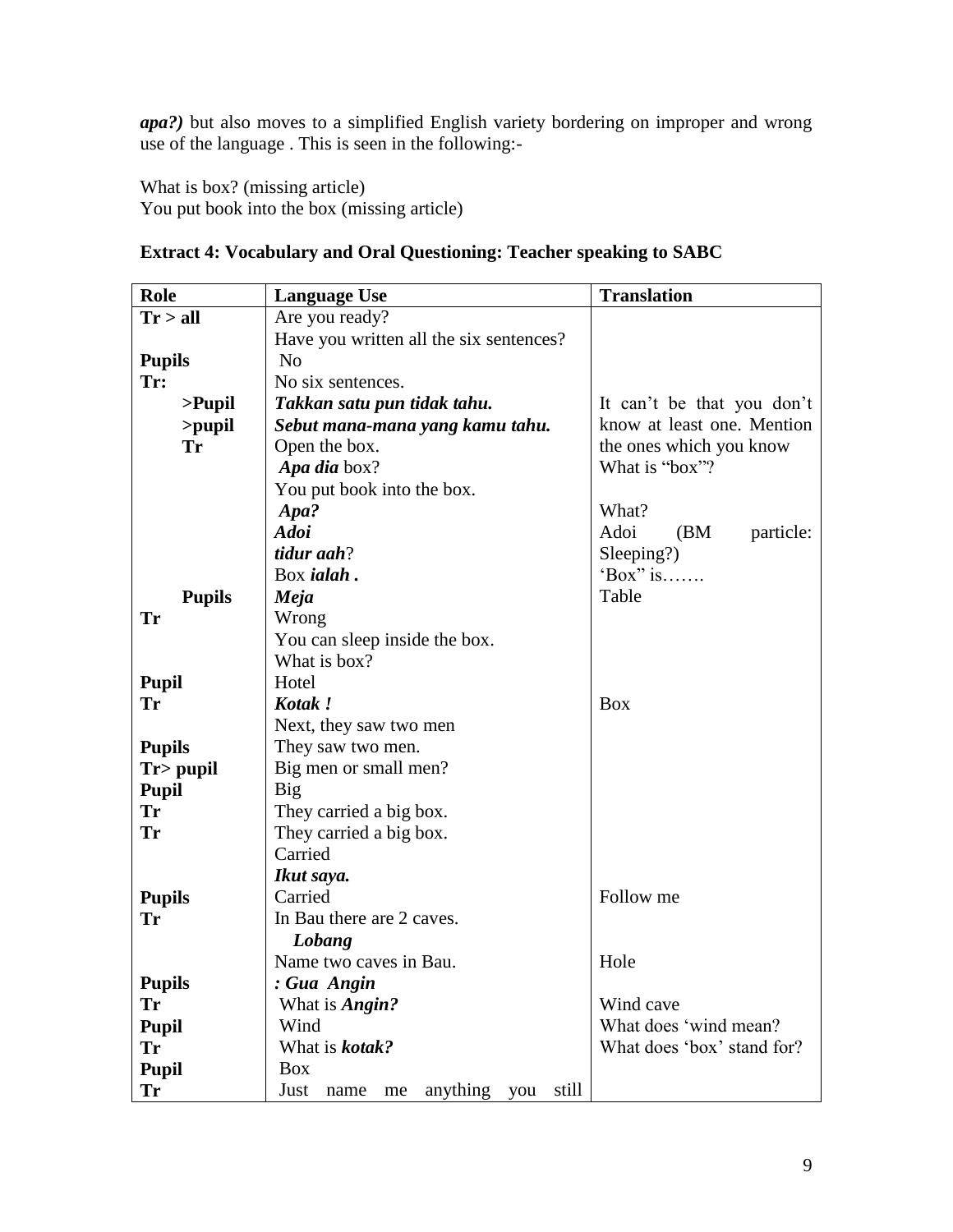***apa?)*** but also moves to a simplified English variety bordering on improper and wrong use of the language . This is seen in the following:-

What is box? (missing article)
You put book into the box (missing article)

**Extract 4: Vocabulary and Oral Questioning: Teacher speaking to SABC**

| Role | Language Use | Translation |
|---|---|---|
| **Tr > all** | Are you ready? | |
| | Have you written all the six sentences? | |
| **Pupils** | No | |
| **Tr:** | No six sentences. | |
| **>Pupil** | ***Takkan satu pun tidak tahu.*** | It can't be that you don't know at least one. Mention the ones which you know |
| **>pupil** | ***Sebut mana-mana yang kamu tahu.*** | |
| **Tr** | Open the box. | |
| | ***Apa dia*** box? | What is "box"? |
| | You put book into the box. | |
| | ***Apa?*** | What? |
| | ***Adoi*** | Adoi (BM particle: |
| | ***tidur aah***? | Sleeping?) |
| | Box ***ialah .*** | 'Box" is……. |
| **Pupils** | ***Meja*** | Table |
| **Tr** | Wrong | |
| | You can sleep inside the box. | |
| | What is box? | |
| **Pupil** | Hotel | |
| **Tr** | ***Kotak !*** | Box |
| | Next, they saw two men | |
| **Pupils** | They saw two men. | |
| **Tr> pupil** | Big men or small men? | |
| **Pupil** | Big | |
| **Tr** | They carried a big box. | |
| **Tr** | They carried a big box. | |
| | Carried | |
| | ***Ikut saya.*** | |
| **Pupils** | Carried | Follow me |
| **Tr** | In Bau there are 2 caves. | |
| | ***Lobang*** | |
| | Name two caves in Bau. | Hole |
| **Pupils** | ***: Gua Angin*** | |
| **Tr** | What is ***Angin?*** | Wind cave |
| **Pupil** | Wind | What does 'wind mean? |
| **Tr** | What is ***kotak?*** | What does 'box' stand for? |
| **Pupil** | Box | |
| **Tr** | Just name me anything you still | |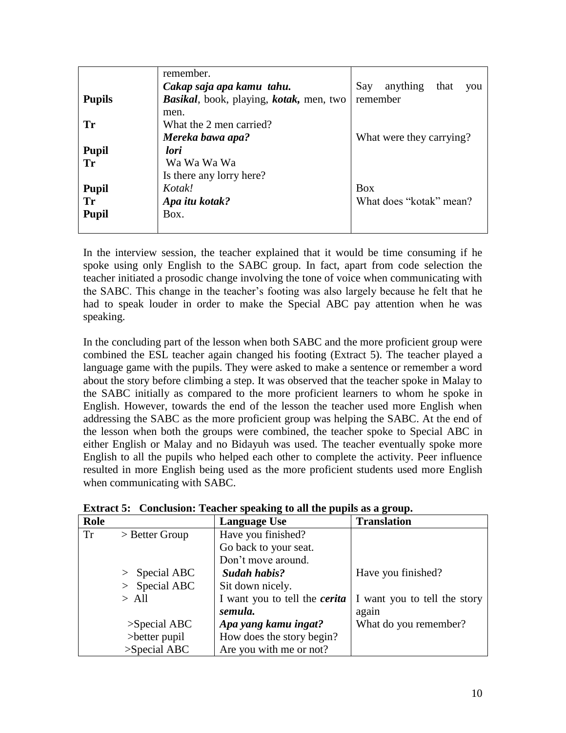| | | |
|---|---|---|
| | remember.<br>***Cakap saja apa kamu tahu.*** | Say anything that you remember |
| **Pupils** | ***Basikal***, book, playing, ***kotak,*** men, two men. | |
| **Tr** | What the 2 men carried?<br>***Mereka bawa apa?*** | What were they carrying? |
| **Pupil** | ***lori*** | |
| **Tr** | Wa Wa Wa Wa<br>Is there any lorry here? | |
| **Pupil** | *Kotak!* | Box |
| **Tr** | ***Apa itu kotak?*** | What does "kotak" mean? |
| **Pupil** | Box. | |

In the interview session, the teacher explained that it would be time consuming if he spoke using only English to the SABC group. In fact, apart from code selection the teacher initiated a prosodic change involving the tone of voice when communicating with the SABC. This change in the teacher's footing was also largely because he felt that he had to speak louder in order to make the Special ABC pay attention when he was speaking.

In the concluding part of the lesson when both SABC and the more proficient group were combined the ESL teacher again changed his footing (Extract 5). The teacher played a language game with the pupils. They were asked to make a sentence or remember a word about the story before climbing a step. It was observed that the teacher spoke in Malay to the SABC initially as compared to the more proficient learners to whom he spoke in English. However, towards the end of the lesson the teacher used more English when addressing the SABC as the more proficient group was helping the SABC. At the end of the lesson when both the groups were combined, the teacher spoke to Special ABC in either English or Malay and no Bidayuh was used. The teacher eventually spoke more English to all the pupils who helped each other to complete the activity. Peer influence resulted in more English being used as the more proficient students used more English when communicating with SABC.

**Extract 5: Conclusion: Teacher speaking to all the pupils as a group.**

| Role | | Language Use | Translation |
|---|---|---|---|
| Tr | > Better Group | Have you finished?<br>Go back to your seat.<br>Don't move around. | |
| | > Special ABC | ***Sudah habis?*** | Have you finished? |
| | > Special ABC | Sit down nicely. | |
| | > All | I want you to tell the ***cerita semula.*** | I want you to tell the story again |
| | >Special ABC | ***Apa yang kamu ingat?*** | What do you remember? |
| | >better pupil | How does the story begin? | |
| | >Special ABC | Are you with me or not? | |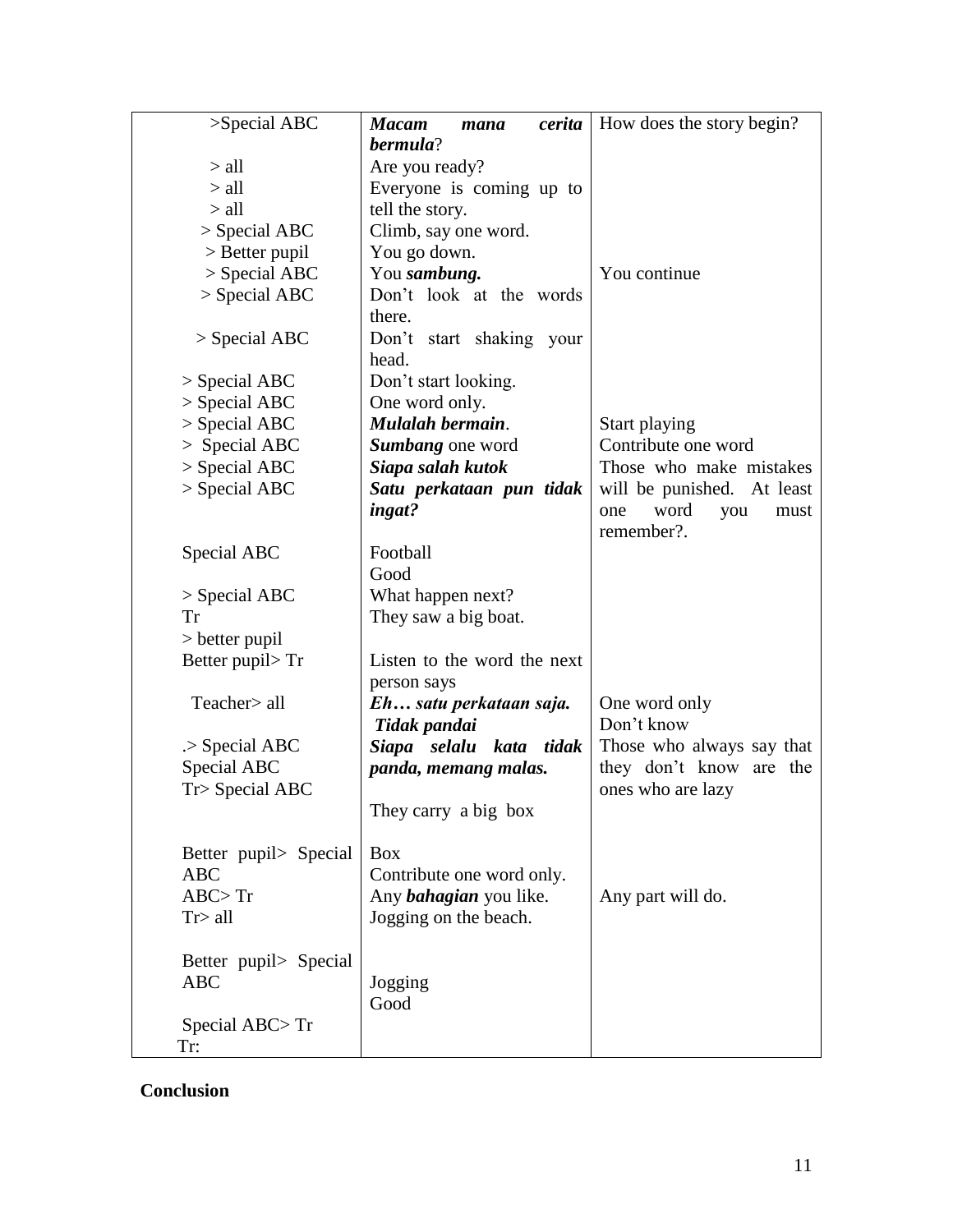| | | |
|---|---|---|
| >Special ABC | ***Macam mana cerita bermula***? | How does the story begin? |
| > all | Are you ready? | |
| > all | Everyone is coming up to | |
| > all | tell the story. | |
| > Special ABC | Climb, say one word. | |
| > Better pupil | You go down. | |
| > Special ABC | You ***sambung.*** | You continue |
| > Special ABC | Don't look at the words there. | |
| > Special ABC | Don't start shaking your head. | |
| > Special ABC | Don't start looking. | |
| > Special ABC | One word only. | |
| > Special ABC | ***Mulalah bermain***. | Start playing |
| > Special ABC | ***Sumbang*** one word | Contribute one word |
| > Special ABC | ***Siapa salah kutok*** | Those who make mistakes |
| > Special ABC | ***Satu perkataan pun tidak ingat?*** | will be punished. At least one word you must remember?. |
| Special ABC | Football<br>Good | |
| > Special ABC | What happen next? | |
| Tr | They saw a big boat. | |
| > better pupil | | |
| Better pupil> Tr | Listen to the word the next person says | |
| Teacher> all | ***Eh… satu perkataan saja.*** | One word only |
| | ***Tidak pandai*** | Don't know |
| .> Special ABC | ***Siapa selalu kata tidak*** | Those who always say that |
| Special ABC | ***panda, memang malas.*** | they don't know are the |
| Tr> Special ABC | | ones who are lazy |
| | They carry a big box | |
| Better pupil> Special ABC | Box | |
| | Contribute one word only. | |
| ABC> Tr | Any ***bahagian*** you like. | Any part will do. |
| Tr> all | Jogging on the beach. | |
| Better pupil> Special ABC | Jogging | |
| | Good | |
| Special ABC> Tr | | |
| Tr: | | |

**Conclusion**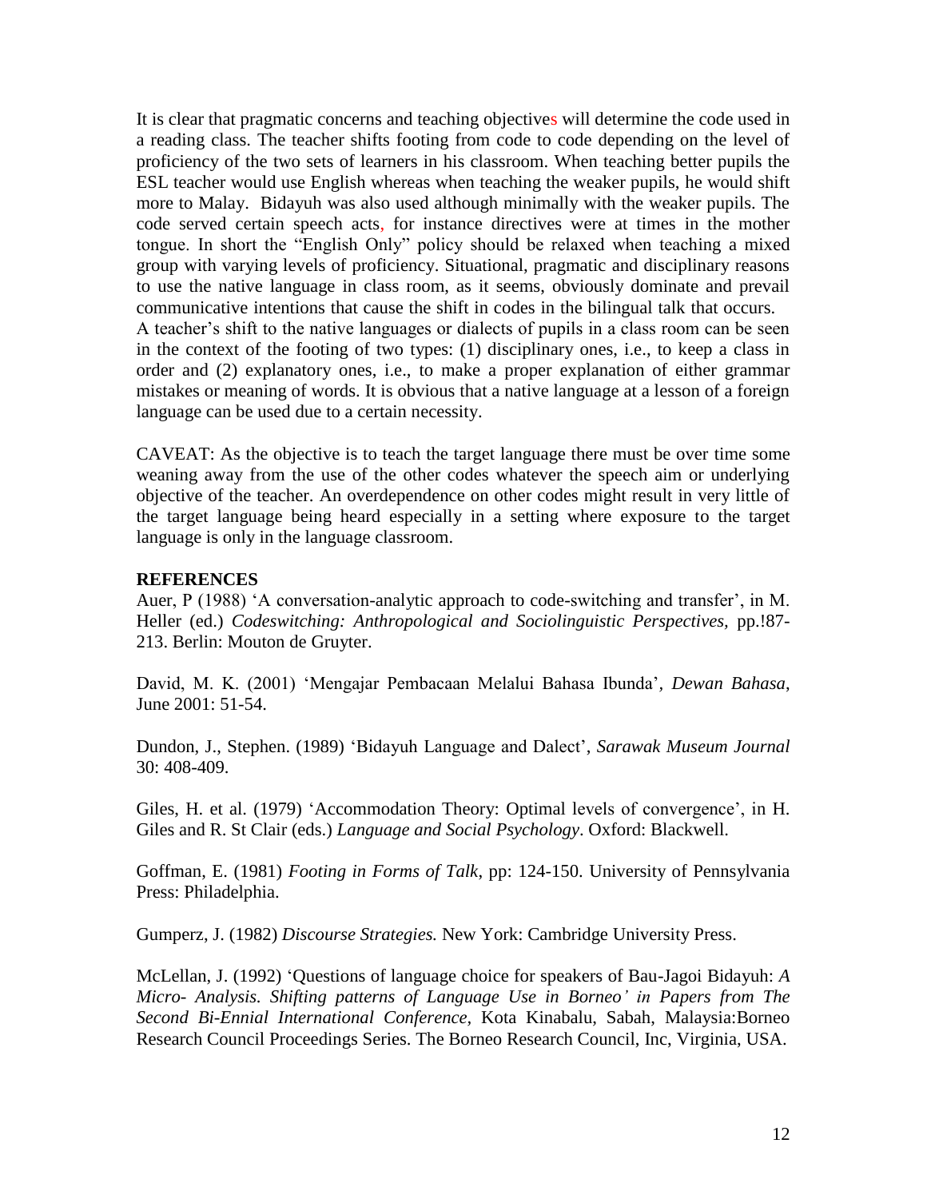It is clear that pragmatic concerns and teaching objectives will determine the code used in a reading class. The teacher shifts footing from code to code depending on the level of proficiency of the two sets of learners in his classroom. When teaching better pupils the ESL teacher would use English whereas when teaching the weaker pupils, he would shift more to Malay. Bidayuh was also used although minimally with the weaker pupils. The code served certain speech acts, for instance directives were at times in the mother tongue. In short the "English Only" policy should be relaxed when teaching a mixed group with varying levels of proficiency. Situational, pragmatic and disciplinary reasons to use the native language in class room, as it seems, obviously dominate and prevail communicative intentions that cause the shift in codes in the bilingual talk that occurs.
A teacher's shift to the native languages or dialects of pupils in a class room can be seen in the context of the footing of two types: (1) disciplinary ones, i.e., to keep a class in order and (2) explanatory ones, i.e., to make a proper explanation of either grammar mistakes or meaning of words. It is obvious that a native language at a lesson of a foreign language can be used due to a certain necessity.

CAVEAT: As the objective is to teach the target language there must be over time some weaning away from the use of the other codes whatever the speech aim or underlying objective of the teacher. An overdependence on other codes might result in very little of the target language being heard especially in a setting where exposure to the target language is only in the language classroom.

**REFERENCES**

Auer, P (1988) 'A conversation-analytic approach to code-switching and transfer', in M. Heller (ed.) *Codeswitching: Anthropological and Sociolinguistic Perspectives,* pp.!87-213. Berlin: Mouton de Gruyter.

David, M. K. (2001) 'Mengajar Pembacaan Melalui Bahasa Ibunda', *Dewan Bahasa*, June 2001: 51-54.

Dundon, J., Stephen. (1989) 'Bidayuh Language and Dalect', *Sarawak Museum Journal* 30: 408-409.

Giles, H. et al. (1979) 'Accommodation Theory: Optimal levels of convergence', in H. Giles and R. St Clair (eds.) *Language and Social Psychology*. Oxford: Blackwell.

Goffman, E. (1981) *Footing in Forms of Talk*, pp: 124-150. University of Pennsylvania Press: Philadelphia.

Gumperz, J. (1982) *Discourse Strategies.* New York: Cambridge University Press.

McLellan, J. (1992) 'Questions of language choice for speakers of Bau-Jagoi Bidayuh: *A Micro- Analysis. Shifting patterns of Language Use in Borneo' in Papers from The Second Bi-Ennial International Conference*, Kota Kinabalu, Sabah, Malaysia:Borneo Research Council Proceedings Series. The Borneo Research Council, Inc, Virginia, USA.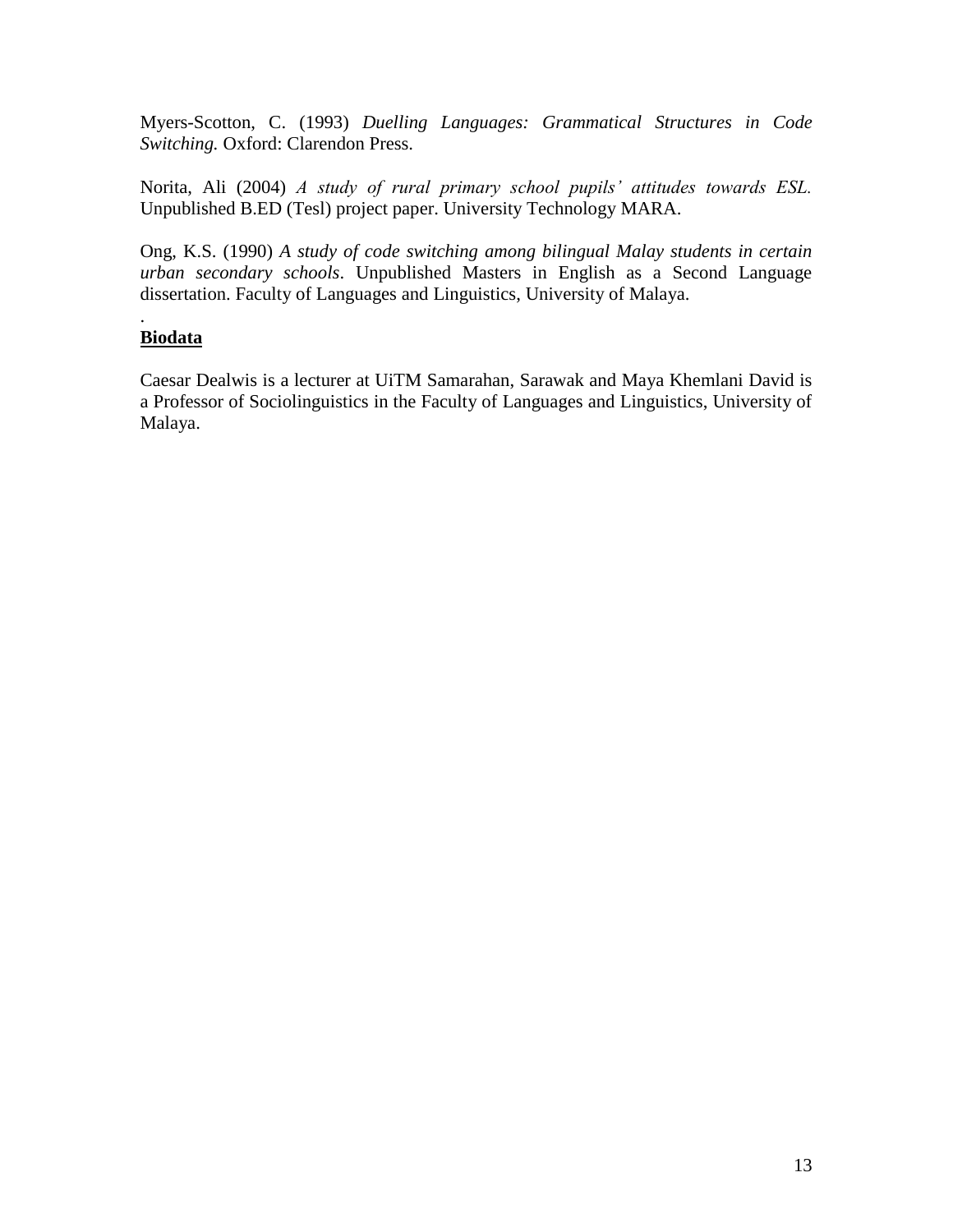Myers-Scotton, C. (1993) *Duelling Languages: Grammatical Structures in Code Switching.* Oxford: Clarendon Press.

Norita, Ali (2004) *A study of rural primary school pupils' attitudes towards ESL.* Unpublished B.ED (Tesl) project paper. University Technology MARA.

Ong, K.S. (1990) *A study of code switching among bilingual Malay students in certain urban secondary schools*. Unpublished Masters in English as a Second Language dissertation. Faculty of Languages and Linguistics, University of Malaya.

.

**Biodata**

Caesar Dealwis is a lecturer at UiTM Samarahan, Sarawak and Maya Khemlani David is a Professor of Sociolinguistics in the Faculty of Languages and Linguistics, University of Malaya.